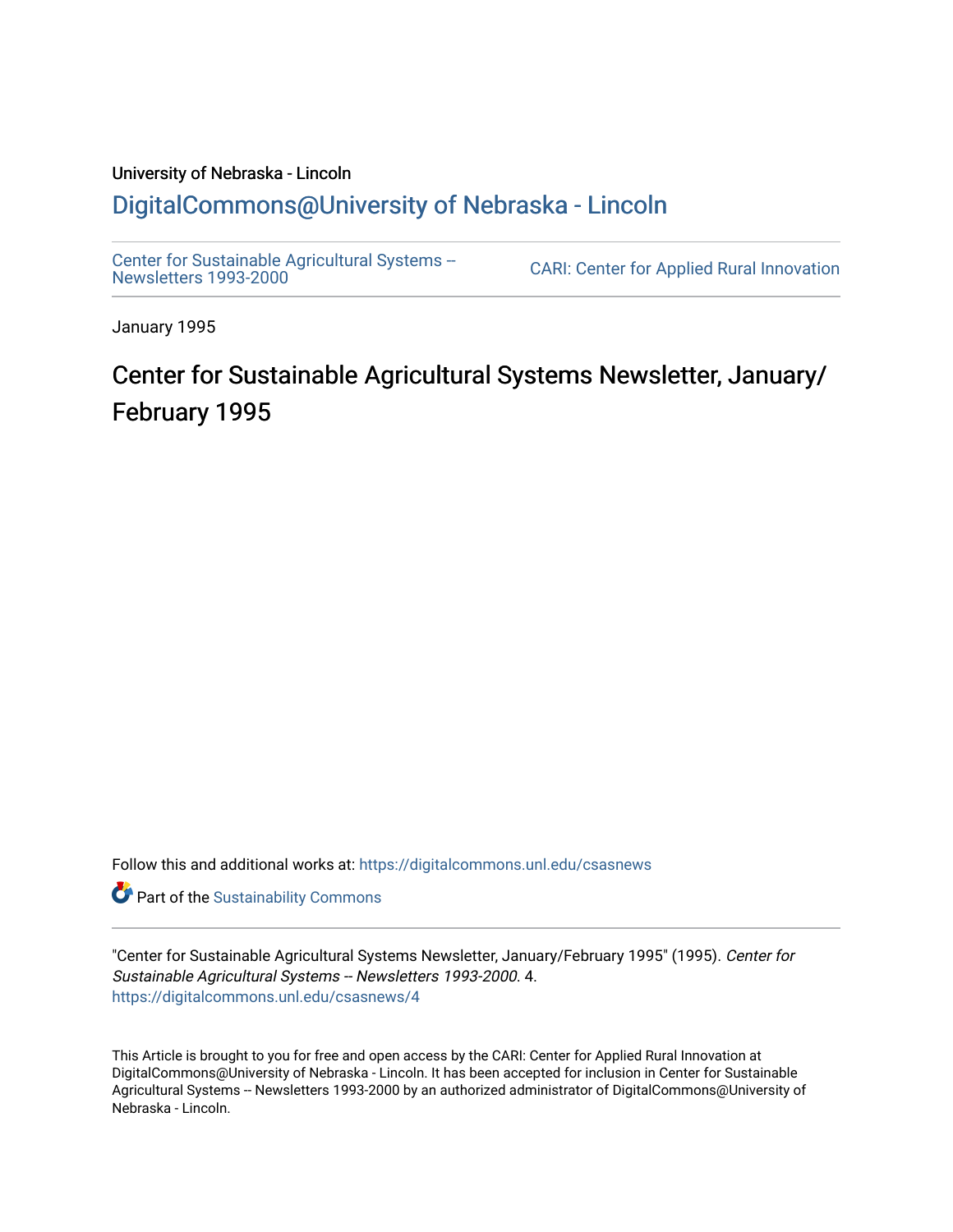University of Nebraska - Lincoln

## DigitalCommons@University of Nebraska - Lincoln

Center for Sustainable Agricultural Systems -- Newsletters 1993-2000

CARI: Center for Applied Rural Innovation

January 1995

# Center for Sustainable Agricultural Systems Newsletter, January/February 1995

Follow this and additional works at: https://digitalcommons.unl.edu/csasnews

Part of the Sustainability Commons

"Center for Sustainable Agricultural Systems Newsletter, January/February 1995" (1995). *Center for Sustainable Agricultural Systems -- Newsletters 1993-2000*. 4.
https://digitalcommons.unl.edu/csasnews/4

This Article is brought to you for free and open access by the CARI: Center for Applied Rural Innovation at DigitalCommons@University of Nebraska - Lincoln. It has been accepted for inclusion in Center for Sustainable Agricultural Systems -- Newsletters 1993-2000 by an authorized administrator of DigitalCommons@University of Nebraska - Lincoln.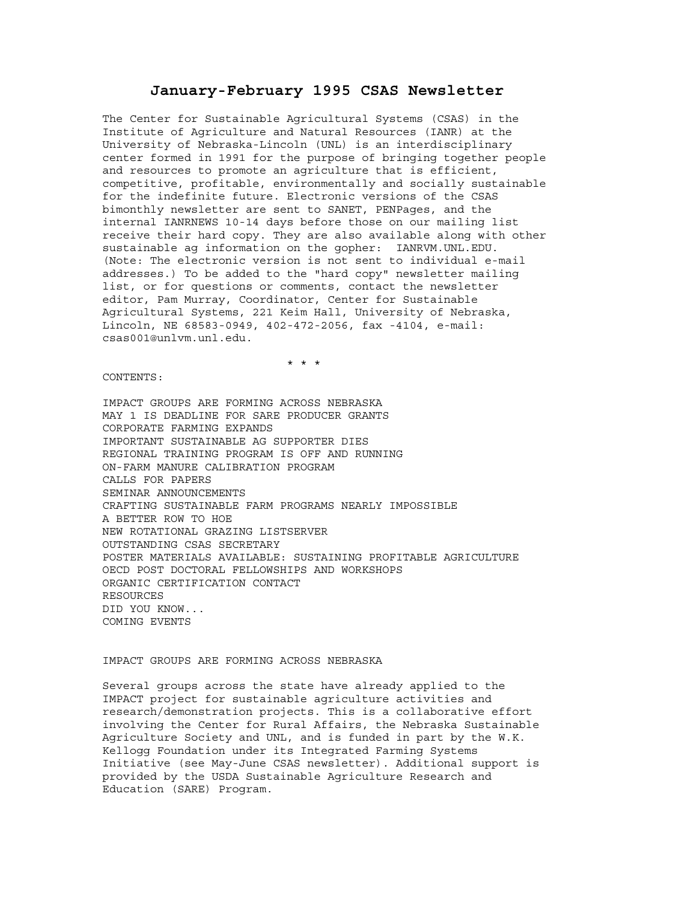# January-February 1995 CSAS Newsletter

The Center for Sustainable Agricultural Systems (CSAS) in the Institute of Agriculture and Natural Resources (IANR) at the University of Nebraska-Lincoln (UNL) is an interdisciplinary center formed in 1991 for the purpose of bringing together people and resources to promote an agriculture that is efficient, competitive, profitable, environmentally and socially sustainable for the indefinite future. Electronic versions of the CSAS bimonthly newsletter are sent to SANET, PENPages, and the internal IANRNEWS 10-14 days before those on our mailing list receive their hard copy. They are also available along with other sustainable ag information on the gopher: IANRVM.UNL.EDU. (Note: The electronic version is not sent to individual e-mail addresses.) To be added to the "hard copy" newsletter mailing list, or for questions or comments, contact the newsletter editor, Pam Murray, Coordinator, Center for Sustainable Agricultural Systems, 221 Keim Hall, University of Nebraska, Lincoln, NE 68583-0949, 402-472-2056, fax -4104, e-mail: csas001@unlvm.unl.edu.

\* \* \*

CONTENTS:

IMPACT GROUPS ARE FORMING ACROSS NEBRASKA
MAY 1 IS DEADLINE FOR SARE PRODUCER GRANTS
CORPORATE FARMING EXPANDS
IMPORTANT SUSTAINABLE AG SUPPORTER DIES
REGIONAL TRAINING PROGRAM IS OFF AND RUNNING
ON-FARM MANURE CALIBRATION PROGRAM
CALLS FOR PAPERS
SEMINAR ANNOUNCEMENTS
CRAFTING SUSTAINABLE FARM PROGRAMS NEARLY IMPOSSIBLE
A BETTER ROW TO HOE
NEW ROTATIONAL GRAZING LISTSERVER
OUTSTANDING CSAS SECRETARY
POSTER MATERIALS AVAILABLE: SUSTAINING PROFITABLE AGRICULTURE
OECD POST DOCTORAL FELLOWSHIPS AND WORKSHOPS
ORGANIC CERTIFICATION CONTACT
RESOURCES
DID YOU KNOW...
COMING EVENTS

## IMPACT GROUPS ARE FORMING ACROSS NEBRASKA

Several groups across the state have already applied to the IMPACT project for sustainable agriculture activities and research/demonstration projects. This is a collaborative effort involving the Center for Rural Affairs, the Nebraska Sustainable Agriculture Society and UNL, and is funded in part by the W.K. Kellogg Foundation under its Integrated Farming Systems Initiative (see May-June CSAS newsletter). Additional support is provided by the USDA Sustainable Agriculture Research and Education (SARE) Program.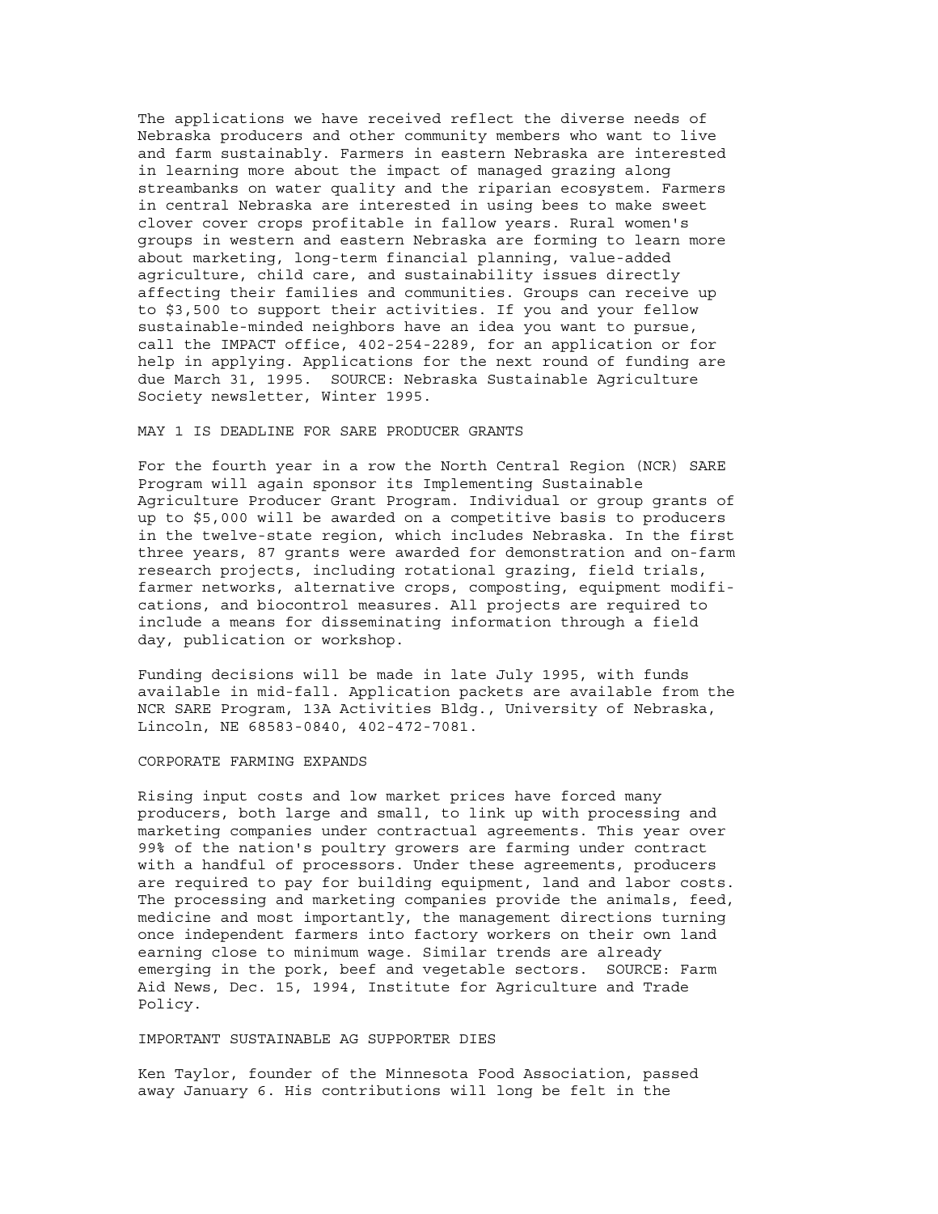The applications we have received reflect the diverse needs of Nebraska producers and other community members who want to live and farm sustainably. Farmers in eastern Nebraska are interested in learning more about the impact of managed grazing along streambanks on water quality and the riparian ecosystem. Farmers in central Nebraska are interested in using bees to make sweet clover cover crops profitable in fallow years. Rural women's groups in western and eastern Nebraska are forming to learn more about marketing, long-term financial planning, value-added agriculture, child care, and sustainability issues directly affecting their families and communities. Groups can receive up to $3,500 to support their activities. If you and your fellow sustainable-minded neighbors have an idea you want to pursue, call the IMPACT office, 402-254-2289, for an application or for help in applying. Applications for the next round of funding are due March 31, 1995. SOURCE: Nebraska Sustainable Agriculture Society newsletter, Winter 1995.

## MAY 1 IS DEADLINE FOR SARE PRODUCER GRANTS

For the fourth year in a row the North Central Region (NCR) SARE Program will again sponsor its Implementing Sustainable Agriculture Producer Grant Program. Individual or group grants of up to $5,000 will be awarded on a competitive basis to producers in the twelve-state region, which includes Nebraska. In the first three years, 87 grants were awarded for demonstration and on-farm research projects, including rotational grazing, field trials, farmer networks, alternative crops, composting, equipment modifications, and biocontrol measures. All projects are required to include a means for disseminating information through a field day, publication or workshop.

Funding decisions will be made in late July 1995, with funds available in mid-fall. Application packets are available from the NCR SARE Program, 13A Activities Bldg., University of Nebraska, Lincoln, NE 68583-0840, 402-472-7081.

## CORPORATE FARMING EXPANDS

Rising input costs and low market prices have forced many producers, both large and small, to link up with processing and marketing companies under contractual agreements. This year over 99% of the nation's poultry growers are farming under contract with a handful of processors. Under these agreements, producers are required to pay for building equipment, land and labor costs. The processing and marketing companies provide the animals, feed, medicine and most importantly, the management directions turning once independent farmers into factory workers on their own land earning close to minimum wage. Similar trends are already emerging in the pork, beef and vegetable sectors. SOURCE: Farm Aid News, Dec. 15, 1994, Institute for Agriculture and Trade Policy.

## IMPORTANT SUSTAINABLE AG SUPPORTER DIES

Ken Taylor, founder of the Minnesota Food Association, passed away January 6. His contributions will long be felt in the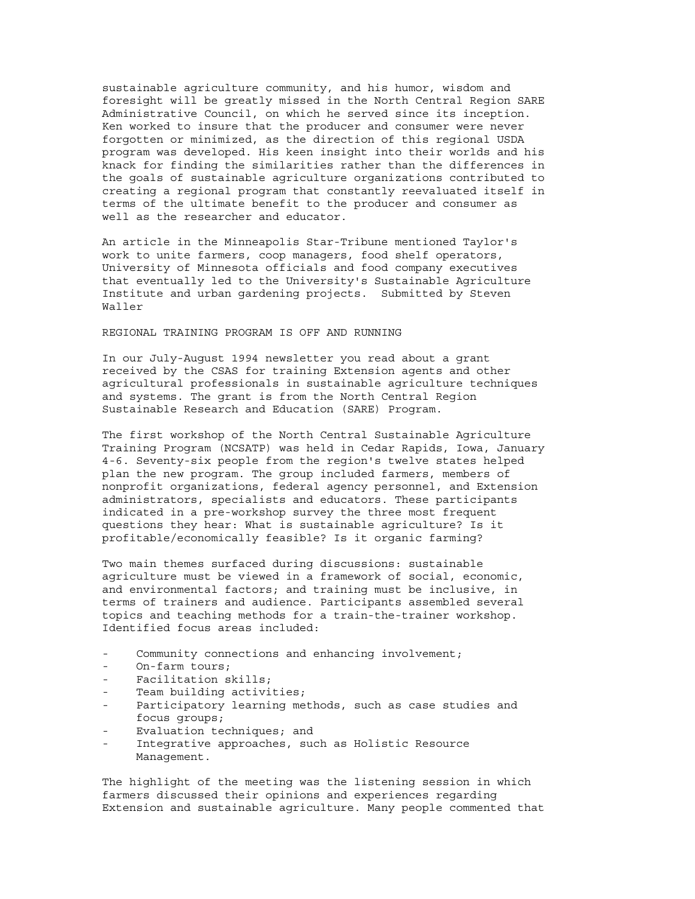sustainable agriculture community, and his humor, wisdom and foresight will be greatly missed in the North Central Region SARE Administrative Council, on which he served since its inception. Ken worked to insure that the producer and consumer were never forgotten or minimized, as the direction of this regional USDA program was developed. His keen insight into their worlds and his knack for finding the similarities rather than the differences in the goals of sustainable agriculture organizations contributed to creating a regional program that constantly reevaluated itself in terms of the ultimate benefit to the producer and consumer as well as the researcher and educator.

An article in the Minneapolis Star-Tribune mentioned Taylor's work to unite farmers, coop managers, food shelf operators, University of Minnesota officials and food company executives that eventually led to the University's Sustainable Agriculture Institute and urban gardening projects. Submitted by Steven Waller

## REGIONAL TRAINING PROGRAM IS OFF AND RUNNING

In our July-August 1994 newsletter you read about a grant received by the CSAS for training Extension agents and other agricultural professionals in sustainable agriculture techniques and systems. The grant is from the North Central Region Sustainable Research and Education (SARE) Program.

The first workshop of the North Central Sustainable Agriculture Training Program (NCSATP) was held in Cedar Rapids, Iowa, January 4-6. Seventy-six people from the region's twelve states helped plan the new program. The group included farmers, members of nonprofit organizations, federal agency personnel, and Extension administrators, specialists and educators. These participants indicated in a pre-workshop survey the three most frequent questions they hear: What is sustainable agriculture? Is it profitable/economically feasible? Is it organic farming?

Two main themes surfaced during discussions: sustainable agriculture must be viewed in a framework of social, economic, and environmental factors; and training must be inclusive, in terms of trainers and audience. Participants assembled several topics and teaching methods for a train-the-trainer workshop. Identified focus areas included:

- Community connections and enhancing involvement;
- On-farm tours;
- Facilitation skills;
- Team building activities;
- Participatory learning methods, such as case studies and focus groups;
- Evaluation techniques; and
- Integrative approaches, such as Holistic Resource Management.

The highlight of the meeting was the listening session in which farmers discussed their opinions and experiences regarding Extension and sustainable agriculture. Many people commented that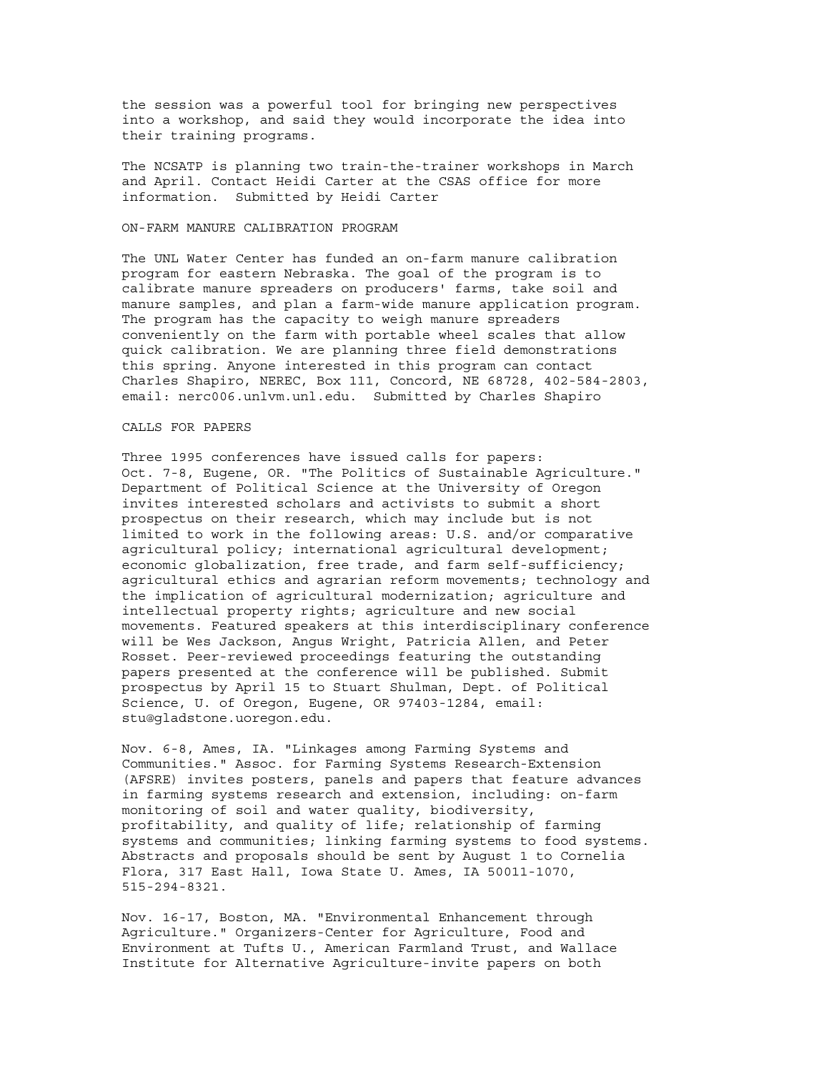the session was a powerful tool for bringing new perspectives into a workshop, and said they would incorporate the idea into their training programs.

The NCSATP is planning two train-the-trainer workshops in March and April. Contact Heidi Carter at the CSAS office for more information. Submitted by Heidi Carter

## ON-FARM MANURE CALIBRATION PROGRAM

The UNL Water Center has funded an on-farm manure calibration program for eastern Nebraska. The goal of the program is to calibrate manure spreaders on producers' farms, take soil and manure samples, and plan a farm-wide manure application program. The program has the capacity to weigh manure spreaders conveniently on the farm with portable wheel scales that allow quick calibration. We are planning three field demonstrations this spring. Anyone interested in this program can contact Charles Shapiro, NEREC, Box 111, Concord, NE 68728, 402-584-2803, email: nerc006.unlvm.unl.edu. Submitted by Charles Shapiro

## CALLS FOR PAPERS

Three 1995 conferences have issued calls for papers:
Oct. 7-8, Eugene, OR. "The Politics of Sustainable Agriculture." Department of Political Science at the University of Oregon invites interested scholars and activists to submit a short prospectus on their research, which may include but is not limited to work in the following areas: U.S. and/or comparative agricultural policy; international agricultural development; economic globalization, free trade, and farm self-sufficiency; agricultural ethics and agrarian reform movements; technology and the implication of agricultural modernization; agriculture and intellectual property rights; agriculture and new social movements. Featured speakers at this interdisciplinary conference will be Wes Jackson, Angus Wright, Patricia Allen, and Peter Rosset. Peer-reviewed proceedings featuring the outstanding papers presented at the conference will be published. Submit prospectus by April 15 to Stuart Shulman, Dept. of Political Science, U. of Oregon, Eugene, OR 97403-1284, email: stu@gladstone.uoregon.edu.

Nov. 6-8, Ames, IA. "Linkages among Farming Systems and Communities." Assoc. for Farming Systems Research-Extension (AFSRE) invites posters, panels and papers that feature advances in farming systems research and extension, including: on-farm monitoring of soil and water quality, biodiversity, profitability, and quality of life; relationship of farming systems and communities; linking farming systems to food systems. Abstracts and proposals should be sent by August 1 to Cornelia Flora, 317 East Hall, Iowa State U. Ames, IA 50011-1070, 515-294-8321.

Nov. 16-17, Boston, MA. "Environmental Enhancement through Agriculture." Organizers-Center for Agriculture, Food and Environment at Tufts U., American Farmland Trust, and Wallace Institute for Alternative Agriculture-invite papers on both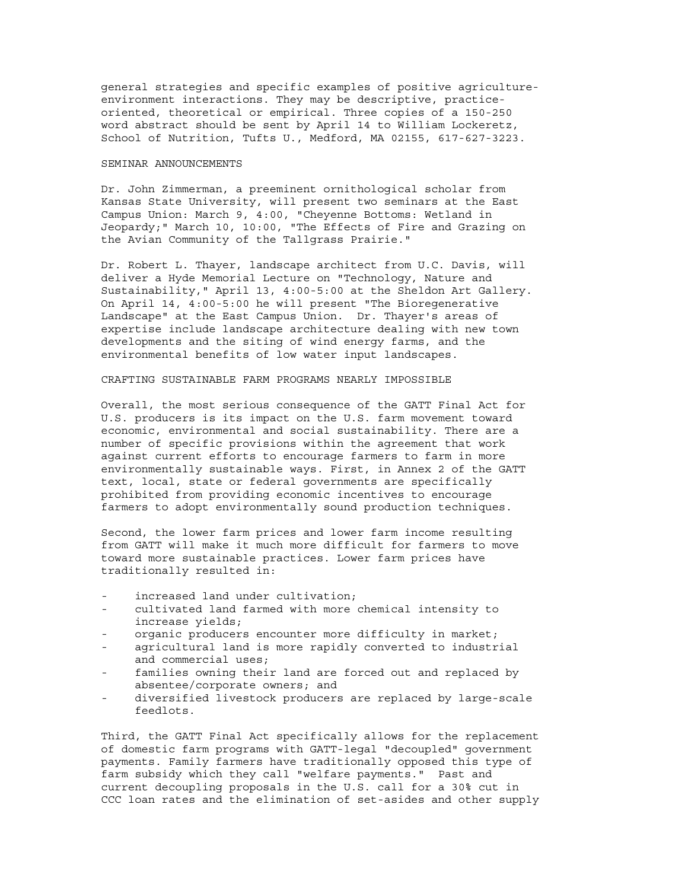general strategies and specific examples of positive agriculture-environment interactions. They may be descriptive, practice-oriented, theoretical or empirical. Three copies of a 150-250 word abstract should be sent by April 14 to William Lockeretz, School of Nutrition, Tufts U., Medford, MA 02155, 617-627-3223.

## SEMINAR ANNOUNCEMENTS

Dr. John Zimmerman, a preeminent ornithological scholar from Kansas State University, will present two seminars at the East Campus Union: March 9, 4:00, "Cheyenne Bottoms: Wetland in Jeopardy;" March 10, 10:00, "The Effects of Fire and Grazing on the Avian Community of the Tallgrass Prairie."

Dr. Robert L. Thayer, landscape architect from U.C. Davis, will deliver a Hyde Memorial Lecture on "Technology, Nature and Sustainability," April 13, 4:00-5:00 at the Sheldon Art Gallery. On April 14, 4:00-5:00 he will present "The Bioregenerative Landscape" at the East Campus Union. Dr. Thayer's areas of expertise include landscape architecture dealing with new town developments and the siting of wind energy farms, and the environmental benefits of low water input landscapes.

## CRAFTING SUSTAINABLE FARM PROGRAMS NEARLY IMPOSSIBLE

Overall, the most serious consequence of the GATT Final Act for U.S. producers is its impact on the U.S. farm movement toward economic, environmental and social sustainability. There are a number of specific provisions within the agreement that work against current efforts to encourage farmers to farm in more environmentally sustainable ways. First, in Annex 2 of the GATT text, local, state or federal governments are specifically prohibited from providing economic incentives to encourage farmers to adopt environmentally sound production techniques.

Second, the lower farm prices and lower farm income resulting from GATT will make it much more difficult for farmers to move toward more sustainable practices. Lower farm prices have traditionally resulted in:

- increased land under cultivation;
- cultivated land farmed with more chemical intensity to increase yields;
- organic producers encounter more difficulty in market;
- agricultural land is more rapidly converted to industrial and commercial uses;
- families owning their land are forced out and replaced by absentee/corporate owners; and
- diversified livestock producers are replaced by large-scale feedlots.

Third, the GATT Final Act specifically allows for the replacement of domestic farm programs with GATT-legal "decoupled" government payments. Family farmers have traditionally opposed this type of farm subsidy which they call "welfare payments." Past and current decoupling proposals in the U.S. call for a 30% cut in CCC loan rates and the elimination of set-asides and other supply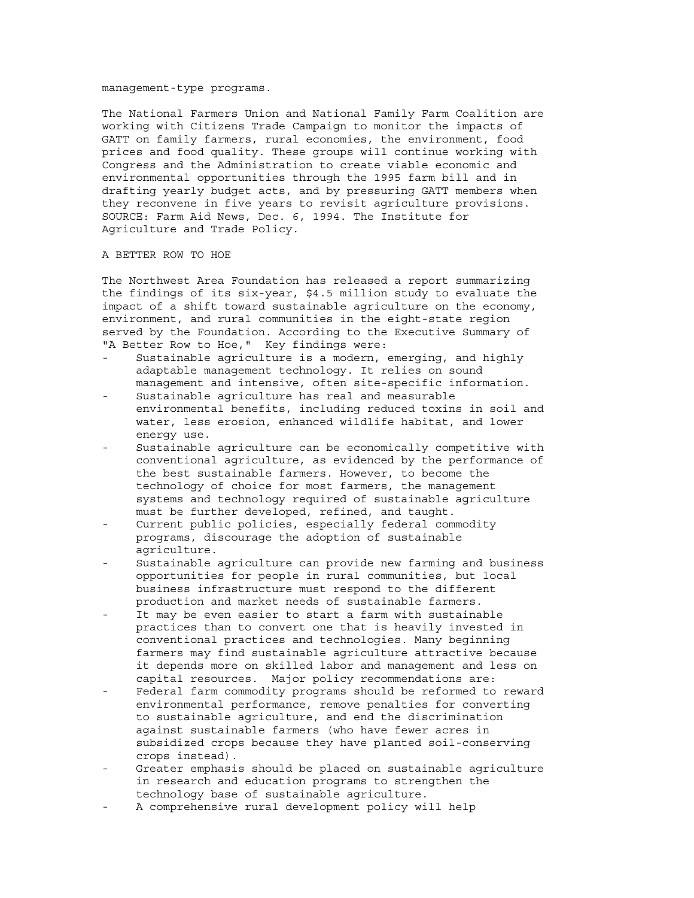management-type programs.

The National Farmers Union and National Family Farm Coalition are working with Citizens Trade Campaign to monitor the impacts of GATT on family farmers, rural economies, the environment, food prices and food quality. These groups will continue working with Congress and the Administration to create viable economic and environmental opportunities through the 1995 farm bill and in drafting yearly budget acts, and by pressuring GATT members when they reconvene in five years to revisit agriculture provisions. SOURCE: Farm Aid News, Dec. 6, 1994. The Institute for Agriculture and Trade Policy.

## A BETTER ROW TO HOE

The Northwest Area Foundation has released a report summarizing the findings of its six-year, $4.5 million study to evaluate the impact of a shift toward sustainable agriculture on the economy, environment, and rural communities in the eight-state region served by the Foundation. According to the Executive Summary of "A Better Row to Hoe," Key findings were:

- Sustainable agriculture is a modern, emerging, and highly adaptable management technology. It relies on sound management and intensive, often site-specific information.
- Sustainable agriculture has real and measurable environmental benefits, including reduced toxins in soil and water, less erosion, enhanced wildlife habitat, and lower energy use.
- Sustainable agriculture can be economically competitive with conventional agriculture, as evidenced by the performance of the best sustainable farmers. However, to become the technology of choice for most farmers, the management systems and technology required of sustainable agriculture must be further developed, refined, and taught.
- Current public policies, especially federal commodity programs, discourage the adoption of sustainable agriculture.
- Sustainable agriculture can provide new farming and business opportunities for people in rural communities, but local business infrastructure must respond to the different production and market needs of sustainable farmers.
- It may be even easier to start a farm with sustainable practices than to convert one that is heavily invested in conventional practices and technologies. Many beginning farmers may find sustainable agriculture attractive because it depends more on skilled labor and management and less on capital resources. Major policy recommendations are:
- Federal farm commodity programs should be reformed to reward environmental performance, remove penalties for converting to sustainable agriculture, and end the discrimination against sustainable farmers (who have fewer acres in subsidized crops because they have planted soil-conserving crops instead).
- Greater emphasis should be placed on sustainable agriculture in research and education programs to strengthen the technology base of sustainable agriculture.
- A comprehensive rural development policy will help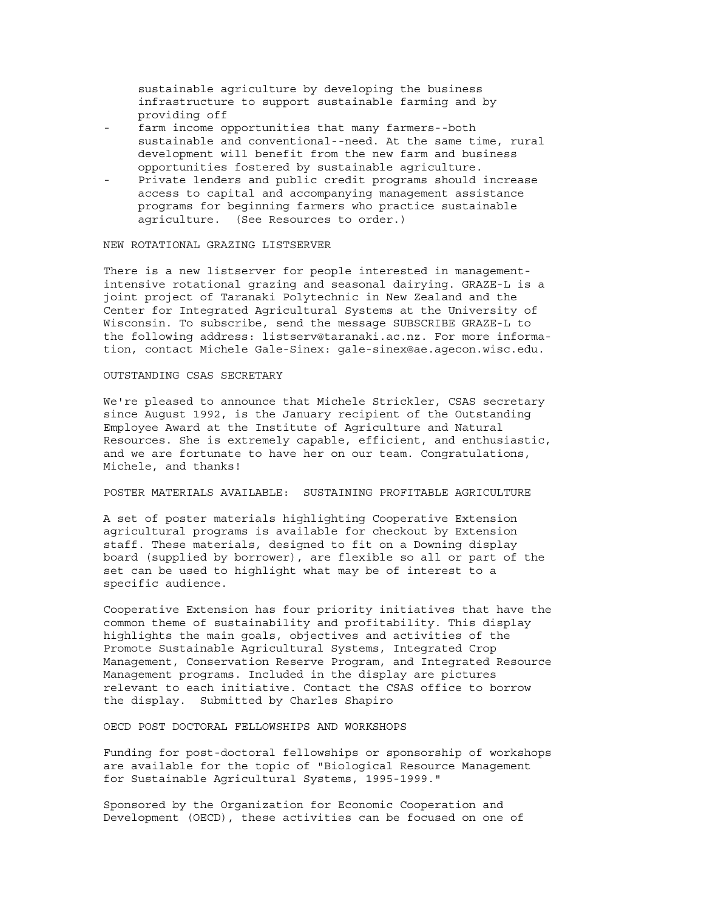sustainable agriculture by developing the business infrastructure to support sustainable farming and by providing off

- farm income opportunities that many farmers--both sustainable and conventional--need. At the same time, rural development will benefit from the new farm and business opportunities fostered by sustainable agriculture.
- Private lenders and public credit programs should increase access to capital and accompanying management assistance programs for beginning farmers who practice sustainable agriculture. (See Resources to order.)

## NEW ROTATIONAL GRAZING LISTSERVER

There is a new listserver for people interested in management-intensive rotational grazing and seasonal dairying. GRAZE-L is a joint project of Taranaki Polytechnic in New Zealand and the Center for Integrated Agricultural Systems at the University of Wisconsin. To subscribe, send the message SUBSCRIBE GRAZE-L to the following address: listserv@taranaki.ac.nz. For more information, contact Michele Gale-Sinex: gale-sinex@ae.agecon.wisc.edu.

## OUTSTANDING CSAS SECRETARY

We're pleased to announce that Michele Strickler, CSAS secretary since August 1992, is the January recipient of the Outstanding Employee Award at the Institute of Agriculture and Natural Resources. She is extremely capable, efficient, and enthusiastic, and we are fortunate to have her on our team. Congratulations, Michele, and thanks!

## POSTER MATERIALS AVAILABLE: SUSTAINING PROFITABLE AGRICULTURE

A set of poster materials highlighting Cooperative Extension agricultural programs is available for checkout by Extension staff. These materials, designed to fit on a Downing display board (supplied by borrower), are flexible so all or part of the set can be used to highlight what may be of interest to a specific audience.

Cooperative Extension has four priority initiatives that have the common theme of sustainability and profitability. This display highlights the main goals, objectives and activities of the Promote Sustainable Agricultural Systems, Integrated Crop Management, Conservation Reserve Program, and Integrated Resource Management programs. Included in the display are pictures relevant to each initiative. Contact the CSAS office to borrow the display. Submitted by Charles Shapiro

## OECD POST DOCTORAL FELLOWSHIPS AND WORKSHOPS

Funding for post-doctoral fellowships or sponsorship of workshops are available for the topic of "Biological Resource Management for Sustainable Agricultural Systems, 1995-1999."

Sponsored by the Organization for Economic Cooperation and Development (OECD), these activities can be focused on one of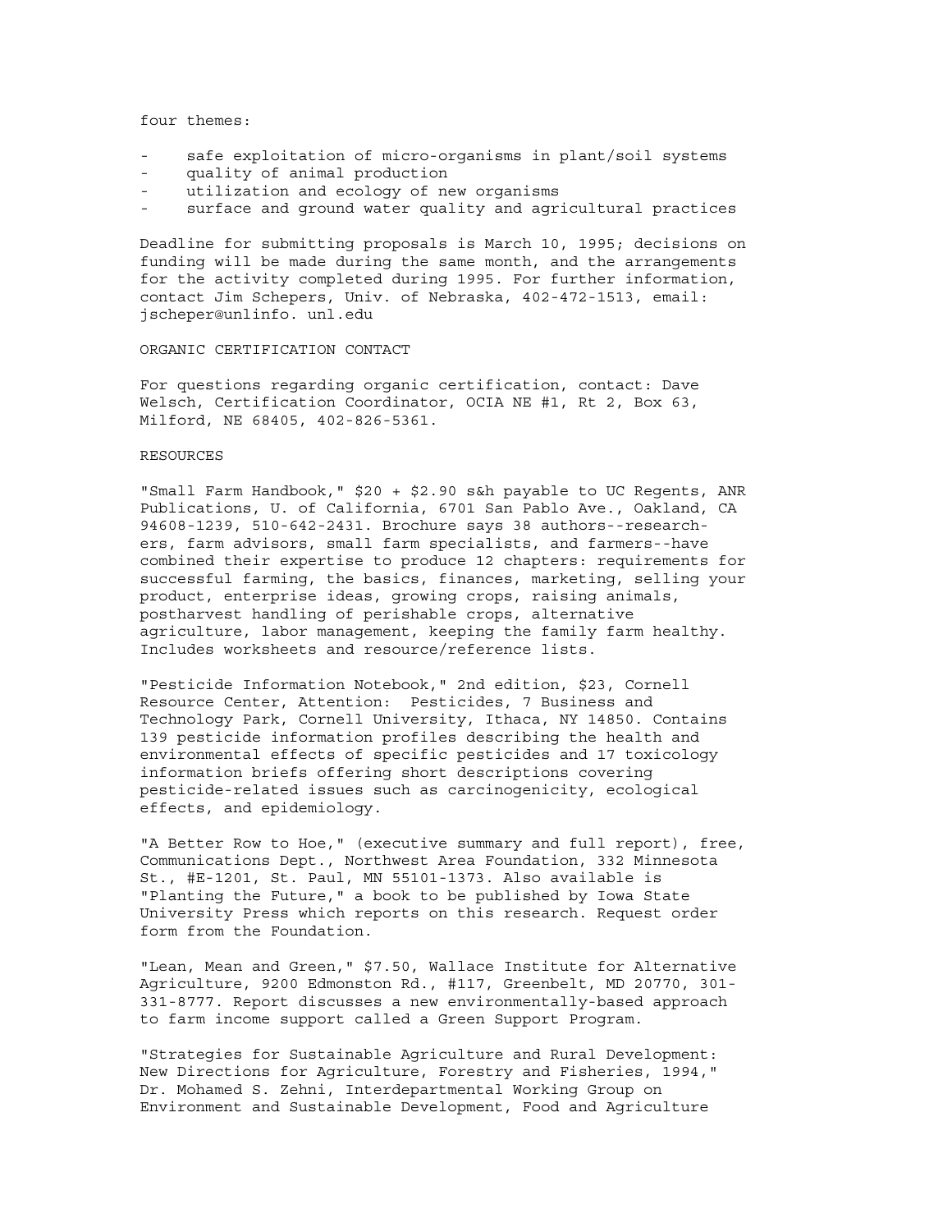four themes:

- safe exploitation of micro-organisms in plant/soil systems
- quality of animal production
- utilization and ecology of new organisms
- surface and ground water quality and agricultural practices

Deadline for submitting proposals is March 10, 1995; decisions on funding will be made during the same month, and the arrangements for the activity completed during 1995. For further information, contact Jim Schepers, Univ. of Nebraska, 402-472-1513, email: jscheper@unlinfo. unl.edu

## ORGANIC CERTIFICATION CONTACT

For questions regarding organic certification, contact: Dave Welsch, Certification Coordinator, OCIA NE #1, Rt 2, Box 63, Milford, NE 68405, 402-826-5361.

## RESOURCES

"Small Farm Handbook," $20 + $2.90 s&h payable to UC Regents, ANR Publications, U. of California, 6701 San Pablo Ave., Oakland, CA 94608-1239, 510-642-2431. Brochure says 38 authors--researchers, farm advisors, small farm specialists, and farmers--have combined their expertise to produce 12 chapters: requirements for successful farming, the basics, finances, marketing, selling your product, enterprise ideas, growing crops, raising animals, postharvest handling of perishable crops, alternative agriculture, labor management, keeping the family farm healthy. Includes worksheets and resource/reference lists.

"Pesticide Information Notebook," 2nd edition, $23, Cornell Resource Center, Attention: Pesticides, 7 Business and Technology Park, Cornell University, Ithaca, NY 14850. Contains 139 pesticide information profiles describing the health and environmental effects of specific pesticides and 17 toxicology information briefs offering short descriptions covering pesticide-related issues such as carcinogenicity, ecological effects, and epidemiology.

"A Better Row to Hoe," (executive summary and full report), free, Communications Dept., Northwest Area Foundation, 332 Minnesota St., #E-1201, St. Paul, MN 55101-1373. Also available is "Planting the Future," a book to be published by Iowa State University Press which reports on this research. Request order form from the Foundation.

"Lean, Mean and Green," $7.50, Wallace Institute for Alternative Agriculture, 9200 Edmonston Rd., #117, Greenbelt, MD 20770, 301-331-8777. Report discusses a new environmentally-based approach to farm income support called a Green Support Program.

"Strategies for Sustainable Agriculture and Rural Development: New Directions for Agriculture, Forestry and Fisheries, 1994," Dr. Mohamed S. Zehni, Interdepartmental Working Group on Environment and Sustainable Development, Food and Agriculture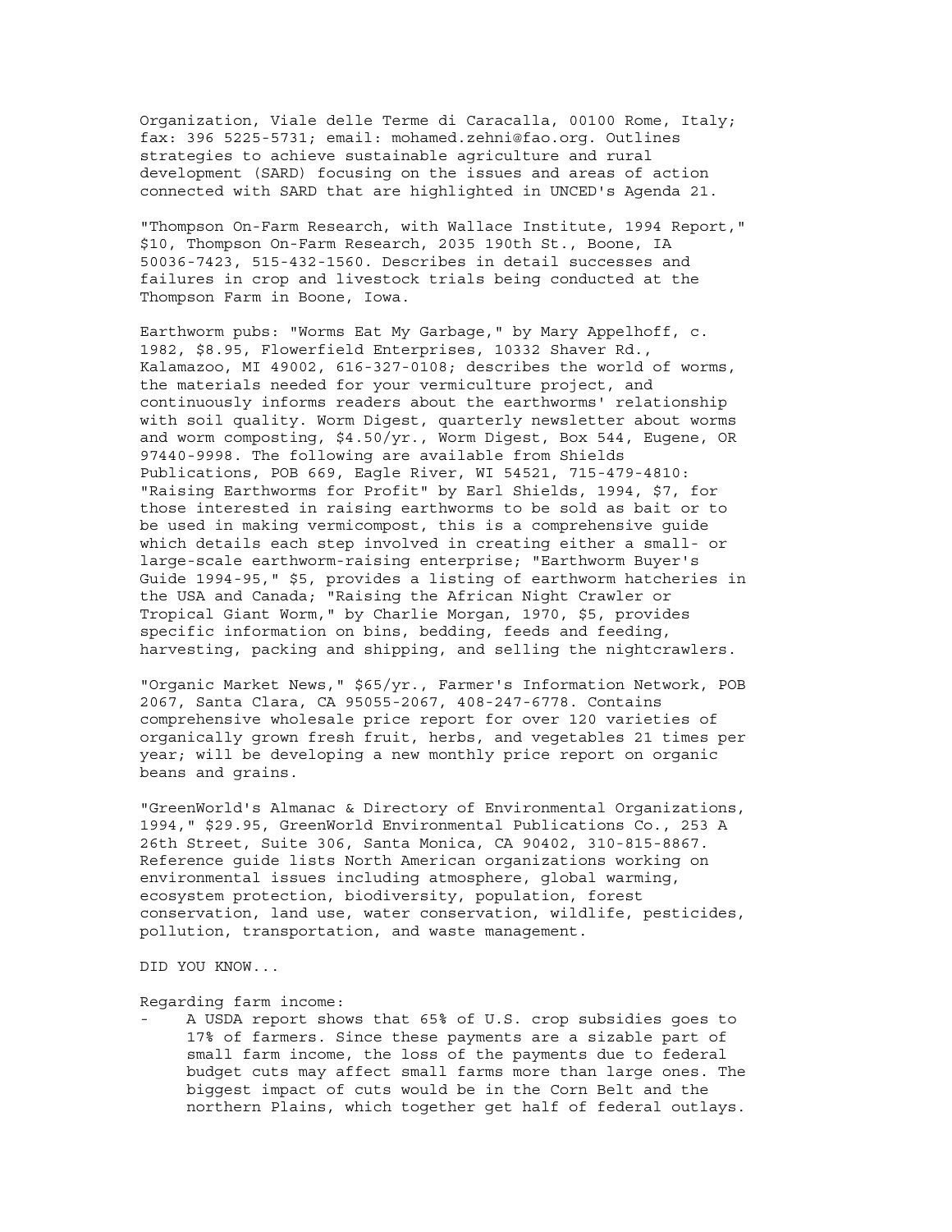Organization, Viale delle Terme di Caracalla, 00100 Rome, Italy; fax: 396 5225-5731; email: mohamed.zehni@fao.org. Outlines strategies to achieve sustainable agriculture and rural development (SARD) focusing on the issues and areas of action connected with SARD that are highlighted in UNCED's Agenda 21.

"Thompson On-Farm Research, with Wallace Institute, 1994 Report," $10, Thompson On-Farm Research, 2035 190th St., Boone, IA 50036-7423, 515-432-1560. Describes in detail successes and failures in crop and livestock trials being conducted at the Thompson Farm in Boone, Iowa.

Earthworm pubs: "Worms Eat My Garbage," by Mary Appelhoff, c. 1982, $8.95, Flowerfield Enterprises, 10332 Shaver Rd., Kalamazoo, MI 49002, 616-327-0108; describes the world of worms, the materials needed for your vermiculture project, and continuously informs readers about the earthworms' relationship with soil quality. Worm Digest, quarterly newsletter about worms and worm composting, $4.50/yr., Worm Digest, Box 544, Eugene, OR 97440-9998. The following are available from Shields Publications, POB 669, Eagle River, WI 54521, 715-479-4810: "Raising Earthworms for Profit" by Earl Shields, 1994, $7, for those interested in raising earthworms to be sold as bait or to be used in making vermicompost, this is a comprehensive guide which details each step involved in creating either a small- or large-scale earthworm-raising enterprise; "Earthworm Buyer's Guide 1994-95," $5, provides a listing of earthworm hatcheries in the USA and Canada; "Raising the African Night Crawler or Tropical Giant Worm," by Charlie Morgan, 1970, $5, provides specific information on bins, bedding, feeds and feeding, harvesting, packing and shipping, and selling the nightcrawlers.

"Organic Market News," $65/yr., Farmer's Information Network, POB 2067, Santa Clara, CA 95055-2067, 408-247-6778. Contains comprehensive wholesale price report for over 120 varieties of organically grown fresh fruit, herbs, and vegetables 21 times per year; will be developing a new monthly price report on organic beans and grains.

"GreenWorld's Almanac & Directory of Environmental Organizations, 1994," $29.95, GreenWorld Environmental Publications Co., 253 A 26th Street, Suite 306, Santa Monica, CA 90402, 310-815-8867. Reference guide lists North American organizations working on environmental issues including atmosphere, global warming, ecosystem protection, biodiversity, population, forest conservation, land use, water conservation, wildlife, pesticides, pollution, transportation, and waste management.

DID YOU KNOW...

Regarding farm income:

- A USDA report shows that 65% of U.S. crop subsidies goes to 17% of farmers. Since these payments are a sizable part of small farm income, the loss of the payments due to federal budget cuts may affect small farms more than large ones. The biggest impact of cuts would be in the Corn Belt and the northern Plains, which together get half of federal outlays.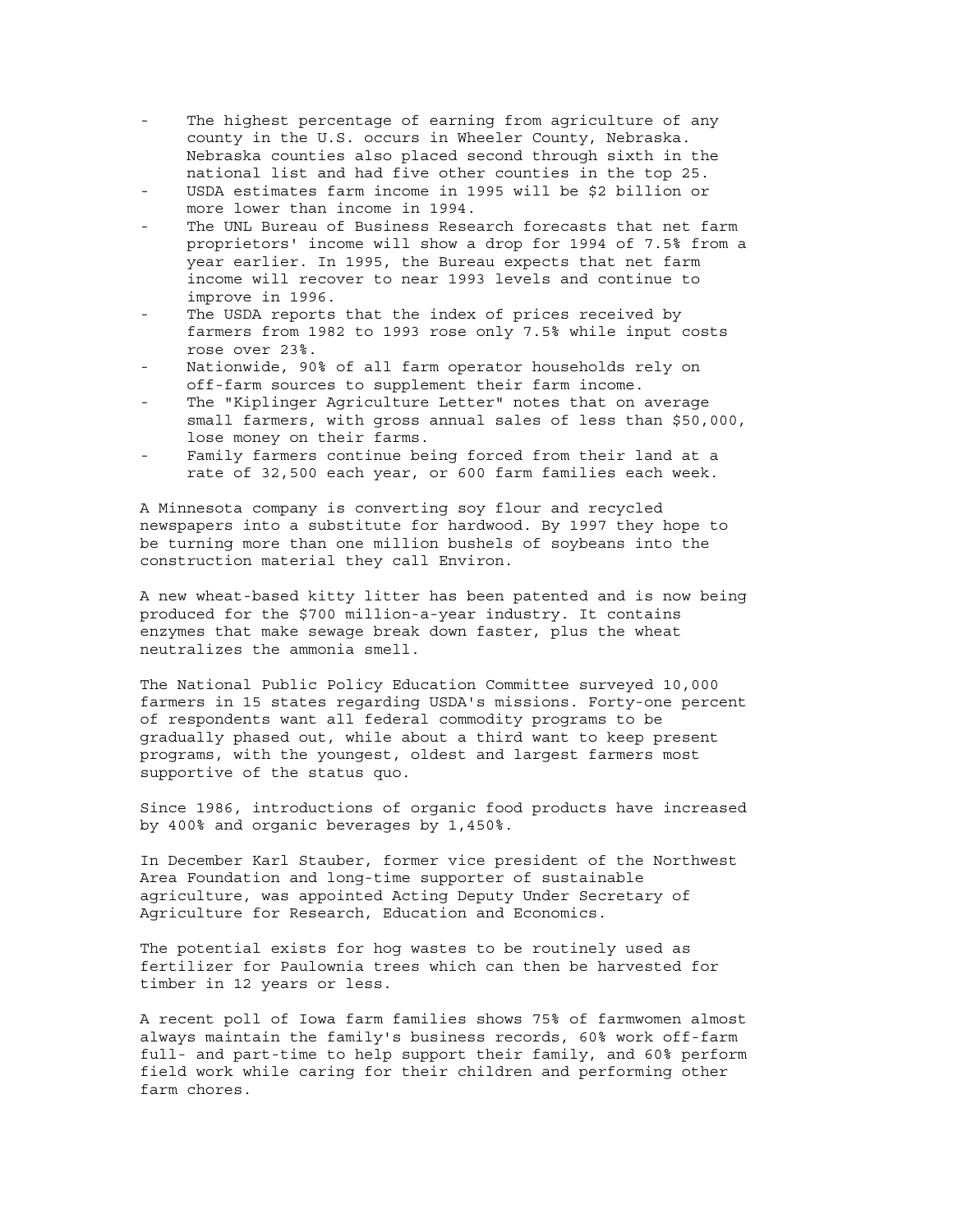- The highest percentage of earning from agriculture of any county in the U.S. occurs in Wheeler County, Nebraska. Nebraska counties also placed second through sixth in the national list and had five other counties in the top 25.
- USDA estimates farm income in 1995 will be $2 billion or more lower than income in 1994.
- The UNL Bureau of Business Research forecasts that net farm proprietors' income will show a drop for 1994 of 7.5% from a year earlier. In 1995, the Bureau expects that net farm income will recover to near 1993 levels and continue to improve in 1996.
- The USDA reports that the index of prices received by farmers from 1982 to 1993 rose only 7.5% while input costs rose over 23%.
- Nationwide, 90% of all farm operator households rely on off-farm sources to supplement their farm income.
- The "Kiplinger Agriculture Letter" notes that on average small farmers, with gross annual sales of less than $50,000, lose money on their farms.
- Family farmers continue being forced from their land at a rate of 32,500 each year, or 600 farm families each week.

A Minnesota company is converting soy flour and recycled newspapers into a substitute for hardwood. By 1997 they hope to be turning more than one million bushels of soybeans into the construction material they call Environ.

A new wheat-based kitty litter has been patented and is now being produced for the $700 million-a-year industry. It contains enzymes that make sewage break down faster, plus the wheat neutralizes the ammonia smell.

The National Public Policy Education Committee surveyed 10,000 farmers in 15 states regarding USDA's missions. Forty-one percent of respondents want all federal commodity programs to be gradually phased out, while about a third want to keep present programs, with the youngest, oldest and largest farmers most supportive of the status quo.

Since 1986, introductions of organic food products have increased by 400% and organic beverages by 1,450%.

In December Karl Stauber, former vice president of the Northwest Area Foundation and long-time supporter of sustainable agriculture, was appointed Acting Deputy Under Secretary of Agriculture for Research, Education and Economics.

The potential exists for hog wastes to be routinely used as fertilizer for Paulownia trees which can then be harvested for timber in 12 years or less.

A recent poll of Iowa farm families shows 75% of farmwomen almost always maintain the family's business records, 60% work off-farm full- and part-time to help support their family, and 60% perform field work while caring for their children and performing other farm chores.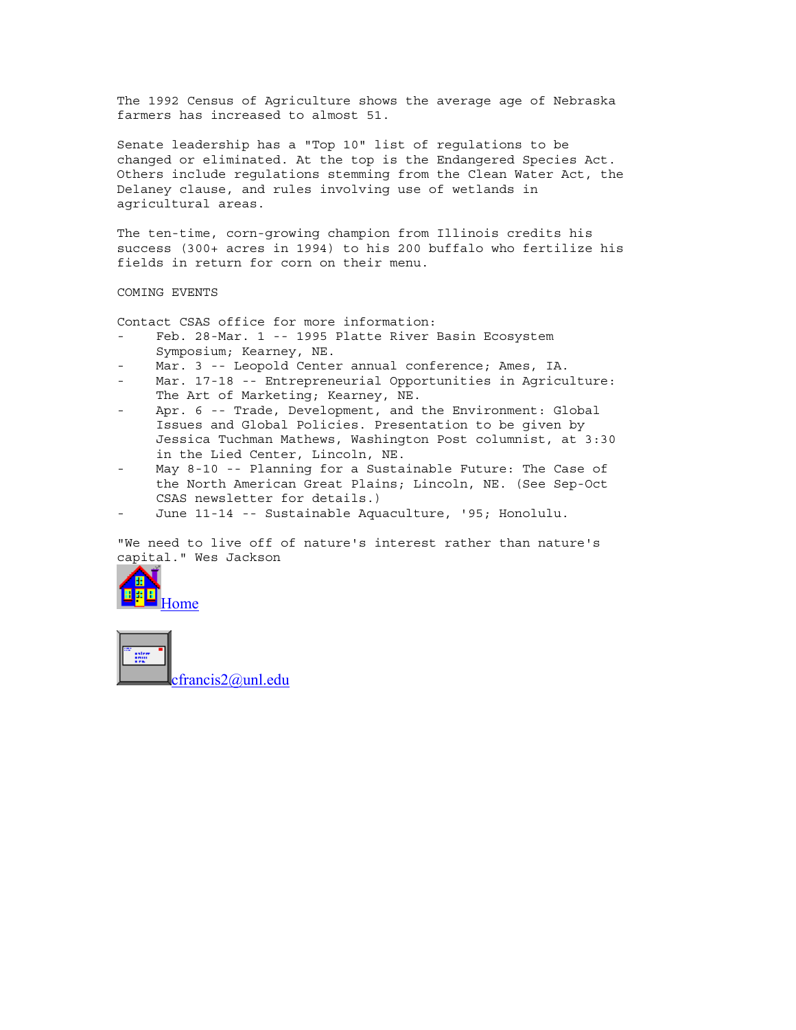The 1992 Census of Agriculture shows the average age of Nebraska farmers has increased to almost 51.

Senate leadership has a "Top 10" list of regulations to be changed or eliminated. At the top is the Endangered Species Act. Others include regulations stemming from the Clean Water Act, the Delaney clause, and rules involving use of wetlands in agricultural areas.

The ten-time, corn-growing champion from Illinois credits his success (300+ acres in 1994) to his 200 buffalo who fertilize his fields in return for corn on their menu.

COMING EVENTS

Contact CSAS office for more information:

- Feb. 28-Mar. 1 -- 1995 Platte River Basin Ecosystem Symposium; Kearney, NE.
- Mar. 3 -- Leopold Center annual conference; Ames, IA.
- Mar. 17-18 -- Entrepreneurial Opportunities in Agriculture: The Art of Marketing; Kearney, NE.
- Apr. 6 -- Trade, Development, and the Environment: Global Issues and Global Policies. Presentation to be given by Jessica Tuchman Mathews, Washington Post columnist, at 3:30 in the Lied Center, Lincoln, NE.
- May 8-10 -- Planning for a Sustainable Future: The Case of the North American Great Plains; Lincoln, NE. (See Sep-Oct CSAS newsletter for details.)
- June 11-14 -- Sustainable Aquaculture, '95; Honolulu.

"We need to live off of nature's interest rather than nature's capital." Wes Jackson

Home

cfrancis2@unl.edu